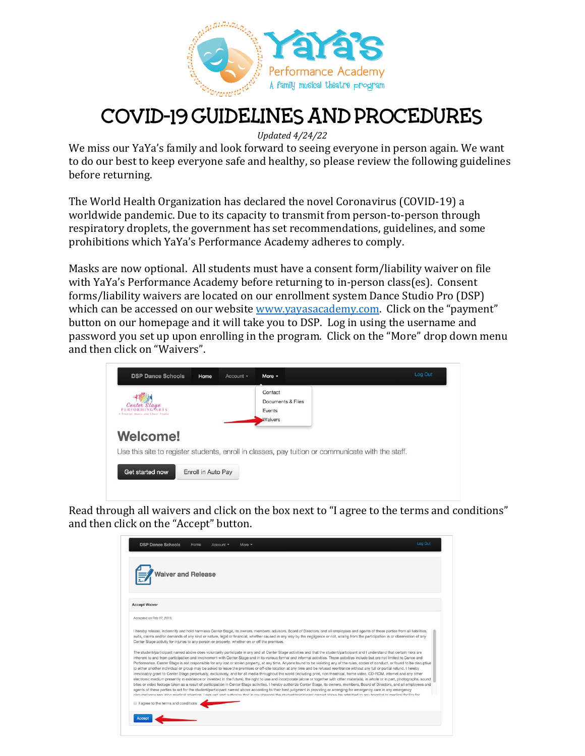# COVID-19 GUIDELINES AND PROCEDURES

*Updated 4/24/22*

We miss our YaYa's family and look forward to seeing everyone in person again. We want to do our best to keep everyone safe and healthy, so please review the following guidelines before returning.

The World Health Organization has declared the novel Coronavirus (COVID-19) a worldwide pandemic. Due to its capacity to transmit from person-to-person through respiratory droplets, the government has set recommendations, guidelines, and some prohibitions which YaYa's Performance Academy adheres to comply.

Masks are now optional. All students must have a consent form/liability waiver on file with YaYa's Performance Academy before returning to in-person class(es). Consent forms/liability waivers are located on our enrollment system Dance Studio Pro (DSP) which can be accessed on our website www.yayasacademy.com. Click on the "payment" button on our homepage and it will take you to DSP. Log in using the username and password you set up upon enrolling in the program. Click on the "More" drop down menu and then click on "Waivers".

Read through all waivers and click on the box next to "I agree to the terms and conditions" and then click on the "Accept" button.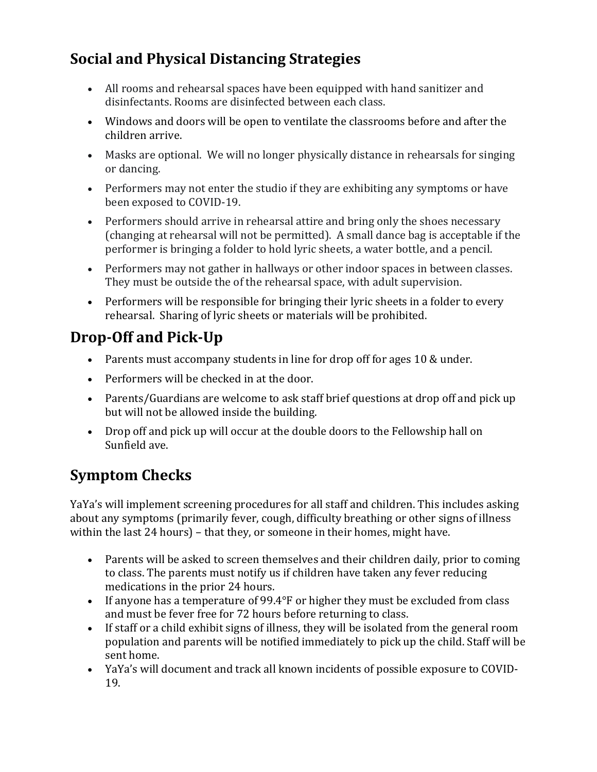## Social and Physical Distancing Strategies

- All rooms and rehearsal spaces have been equipped with hand sanitizer and disinfectants. Rooms are disinfected between each class.
- Windows and doors will be open to ventilate the classrooms before and after the children arrive.
- Masks are optional. We will no longer physically distance in rehearsals for singing or dancing.
- Performers may not enter the studio if they are exhibiting any symptoms or have been exposed to COVID-19.
- Performers should arrive in rehearsal attire and bring only the shoes necessary (changing at rehearsal will not be permitted). A small dance bag is acceptable if the performer is bringing a folder to hold lyric sheets, a water bottle, and a pencil.
- Performers may not gather in hallways or other indoor spaces in between classes. They must be outside the of the rehearsal space, with adult supervision.
- Performers will be responsible for bringing their lyric sheets in a folder to every rehearsal. Sharing of lyric sheets or materials will be prohibited.

## Drop-Off and Pick-Up

- Parents must accompany students in line for drop off for ages 10 & under.
- Performers will be checked in at the door.
- Parents/Guardians are welcome to ask staff brief questions at drop off and pick up but will not be allowed inside the building.
- Drop off and pick up will occur at the double doors to the Fellowship hall on Sunfield ave.

## Symptom Checks

YaYa's will implement screening procedures for all staff and children. This includes asking about any symptoms (primarily fever, cough, difficulty breathing or other signs of illness within the last 24 hours) – that they, or someone in their homes, might have.

- Parents will be asked to screen themselves and their children daily, prior to coming to class. The parents must notify us if children have taken any fever reducing medications in the prior 24 hours.
- If anyone has a temperature of 99.4°F or higher they must be excluded from class and must be fever free for 72 hours before returning to class.
- If staff or a child exhibit signs of illness, they will be isolated from the general room population and parents will be notified immediately to pick up the child. Staff will be sent home.
- YaYa's will document and track all known incidents of possible exposure to COVID-19.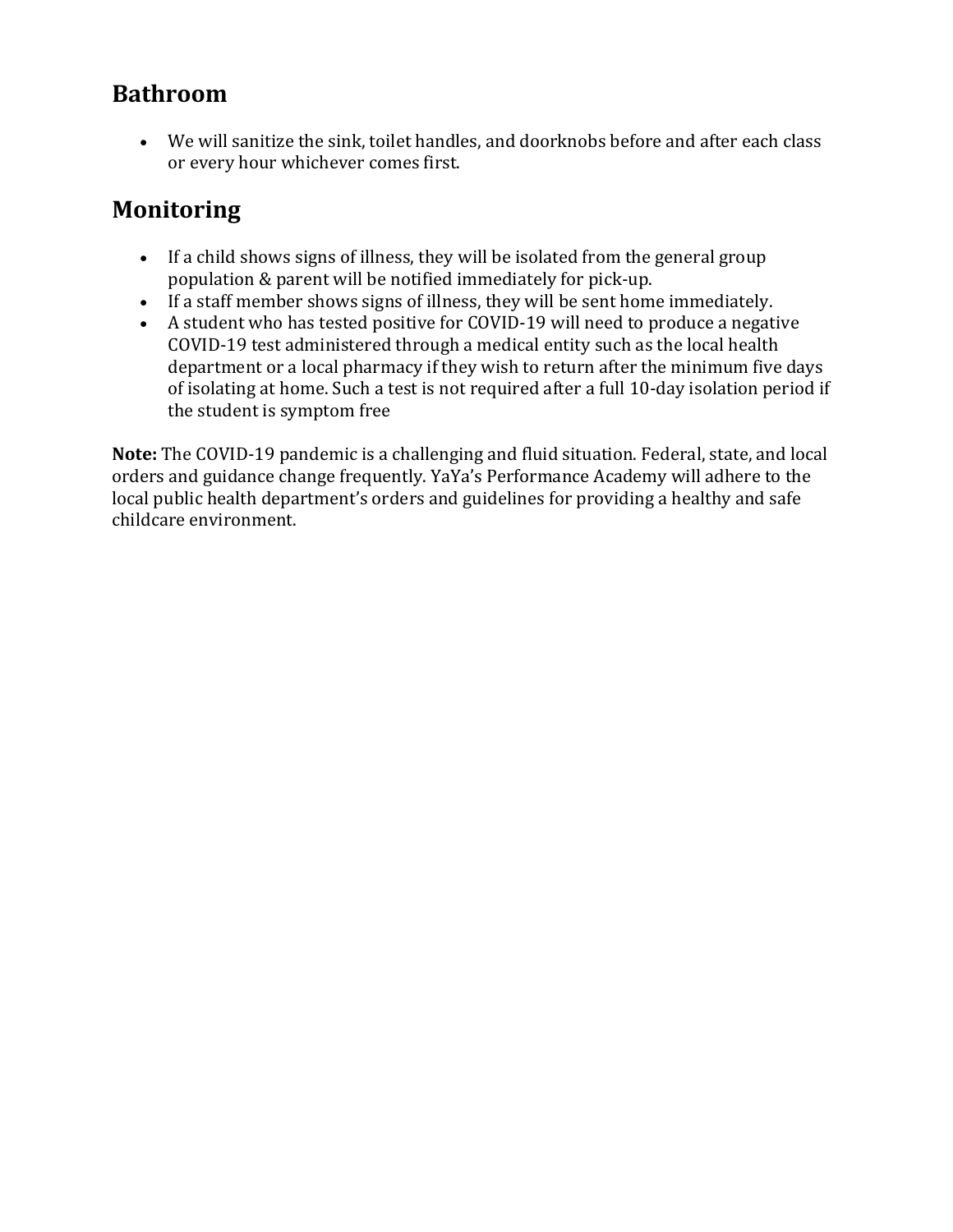## Bathroom

- We will sanitize the sink, toilet handles, and doorknobs before and after each class or every hour whichever comes first.

## Monitoring

- If a child shows signs of illness, they will be isolated from the general group population & parent will be notified immediately for pick-up.
- If a staff member shows signs of illness, they will be sent home immediately.
- A student who has tested positive for COVID-19 will need to produce a negative COVID-19 test administered through a medical entity such as the local health department or a local pharmacy if they wish to return after the minimum five days of isolating at home. Such a test is not required after a full 10-day isolation period if the student is symptom free

**Note:** The COVID-19 pandemic is a challenging and fluid situation. Federal, state, and local orders and guidance change frequently. YaYa's Performance Academy will adhere to the local public health department's orders and guidelines for providing a healthy and safe childcare environment.